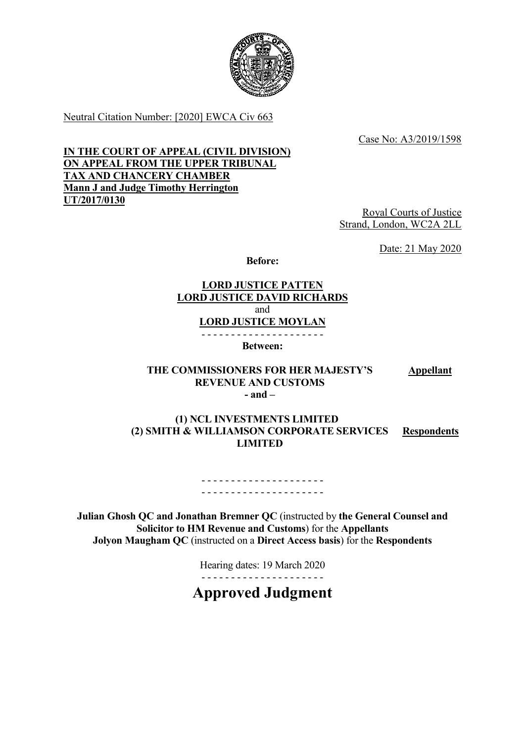Neutral Citation Number: [2020] EWCA Civ 663

Case No: A3/2019/1598

**IN THE COURT OF APPEAL (CIVIL DIVISION)**
**ON APPEAL FROM THE UPPER TRIBUNAL**
**TAX AND CHANCERY CHAMBER**
**Mann J and Judge Timothy Herrington**
**UT/2017/0130**

Royal Courts of Justice
Strand, London, WC2A 2LL

Date: 21 May 2020

**Before:**

**LORD JUSTICE PATTEN**
**LORD JUSTICE DAVID RICHARDS**
and
**LORD JUSTICE MOYLAN**

- - - - - - - - - - - - - - - - - - - - -

**Between:**

**THE COMMISSIONERS FOR HER MAJESTY'S REVENUE AND CUSTOMS** — **Appellant**

**- and –**

**(1) NCL INVESTMENTS LIMITED**
**(2) SMITH & WILLIAMSON CORPORATE SERVICES LIMITED** — **Respondents**

- - - - - - - - - - - - - - - - - - - - -
- - - - - - - - - - - - - - - - - - - - -

**Julian Ghosh QC and Jonathan Bremner QC** (instructed by **the General Counsel and Solicitor to HM Revenue and Customs**) for the **Appellants**
**Jolyon Maugham QC** (instructed on a **Direct Access basis**) for the **Respondents**

Hearing dates: 19 March 2020

- - - - - - - - - - - - - - - - - - - - -

# Approved Judgment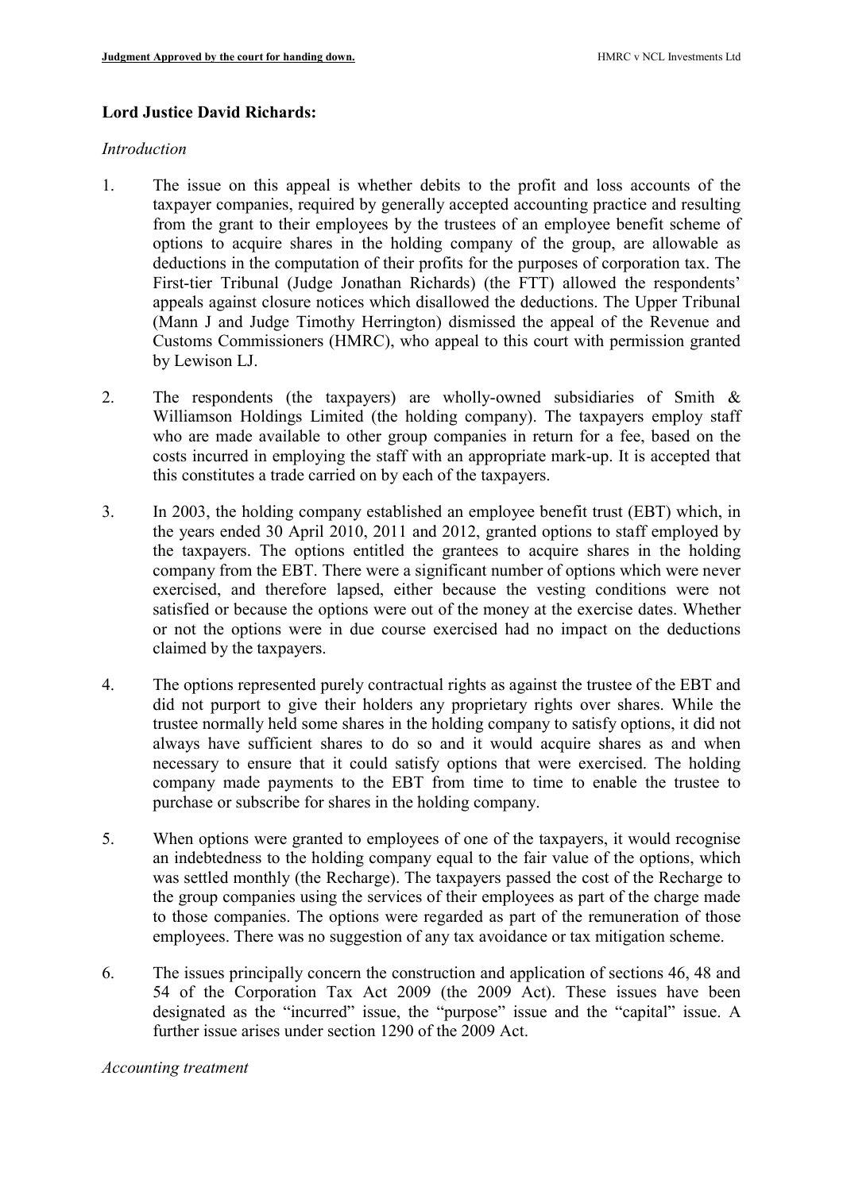**Lord Justice David Richards:**

*Introduction*

1. The issue on this appeal is whether debits to the profit and loss accounts of the taxpayer companies, required by generally accepted accounting practice and resulting from the grant to their employees by the trustees of an employee benefit scheme of options to acquire shares in the holding company of the group, are allowable as deductions in the computation of their profits for the purposes of corporation tax. The First-tier Tribunal (Judge Jonathan Richards) (the FTT) allowed the respondents' appeals against closure notices which disallowed the deductions. The Upper Tribunal (Mann J and Judge Timothy Herrington) dismissed the appeal of the Revenue and Customs Commissioners (HMRC), who appeal to this court with permission granted by Lewison LJ.

2. The respondents (the taxpayers) are wholly-owned subsidiaries of Smith & Williamson Holdings Limited (the holding company). The taxpayers employ staff who are made available to other group companies in return for a fee, based on the costs incurred in employing the staff with an appropriate mark-up. It is accepted that this constitutes a trade carried on by each of the taxpayers.

3. In 2003, the holding company established an employee benefit trust (EBT) which, in the years ended 30 April 2010, 2011 and 2012, granted options to staff employed by the taxpayers. The options entitled the grantees to acquire shares in the holding company from the EBT. There were a significant number of options which were never exercised, and therefore lapsed, either because the vesting conditions were not satisfied or because the options were out of the money at the exercise dates. Whether or not the options were in due course exercised had no impact on the deductions claimed by the taxpayers.

4. The options represented purely contractual rights as against the trustee of the EBT and did not purport to give their holders any proprietary rights over shares. While the trustee normally held some shares in the holding company to satisfy options, it did not always have sufficient shares to do so and it would acquire shares as and when necessary to ensure that it could satisfy options that were exercised. The holding company made payments to the EBT from time to time to enable the trustee to purchase or subscribe for shares in the holding company.

5. When options were granted to employees of one of the taxpayers, it would recognise an indebtedness to the holding company equal to the fair value of the options, which was settled monthly (the Recharge). The taxpayers passed the cost of the Recharge to the group companies using the services of their employees as part of the charge made to those companies. The options were regarded as part of the remuneration of those employees. There was no suggestion of any tax avoidance or tax mitigation scheme.

6. The issues principally concern the construction and application of sections 46, 48 and 54 of the Corporation Tax Act 2009 (the 2009 Act). These issues have been designated as the "incurred" issue, the "purpose" issue and the "capital" issue. A further issue arises under section 1290 of the 2009 Act.

*Accounting treatment*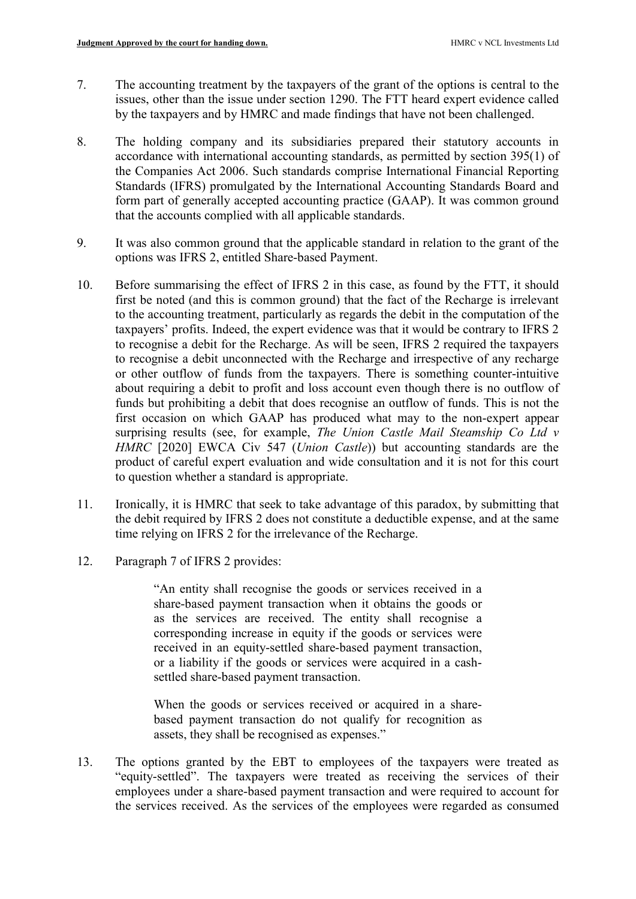7. The accounting treatment by the taxpayers of the grant of the options is central to the issues, other than the issue under section 1290. The FTT heard expert evidence called by the taxpayers and by HMRC and made findings that have not been challenged.

8. The holding company and its subsidiaries prepared their statutory accounts in accordance with international accounting standards, as permitted by section 395(1) of the Companies Act 2006. Such standards comprise International Financial Reporting Standards (IFRS) promulgated by the International Accounting Standards Board and form part of generally accepted accounting practice (GAAP). It was common ground that the accounts complied with all applicable standards.

9. It was also common ground that the applicable standard in relation to the grant of the options was IFRS 2, entitled Share-based Payment.

10. Before summarising the effect of IFRS 2 in this case, as found by the FTT, it should first be noted (and this is common ground) that the fact of the Recharge is irrelevant to the accounting treatment, particularly as regards the debit in the computation of the taxpayers' profits. Indeed, the expert evidence was that it would be contrary to IFRS 2 to recognise a debit for the Recharge. As will be seen, IFRS 2 required the taxpayers to recognise a debit unconnected with the Recharge and irrespective of any recharge or other outflow of funds from the taxpayers. There is something counter-intuitive about requiring a debit to profit and loss account even though there is no outflow of funds but prohibiting a debit that does recognise an outflow of funds. This is not the first occasion on which GAAP has produced what may to the non-expert appear surprising results (see, for example, *The Union Castle Mail Steamship Co Ltd v HMRC* [2020] EWCA Civ 547 (*Union Castle*)) but accounting standards are the product of careful expert evaluation and wide consultation and it is not for this court to question whether a standard is appropriate.

11. Ironically, it is HMRC that seek to take advantage of this paradox, by submitting that the debit required by IFRS 2 does not constitute a deductible expense, and at the same time relying on IFRS 2 for the irrelevance of the Recharge.

12. Paragraph 7 of IFRS 2 provides:

> "An entity shall recognise the goods or services received in a share-based payment transaction when it obtains the goods or as the services are received. The entity shall recognise a corresponding increase in equity if the goods or services were received in an equity-settled share-based payment transaction, or a liability if the goods or services were acquired in a cash-settled share-based payment transaction.
>
> When the goods or services received or acquired in a share-based payment transaction do not qualify for recognition as assets, they shall be recognised as expenses."

13. The options granted by the EBT to employees of the taxpayers were treated as "equity-settled". The taxpayers were treated as receiving the services of their employees under a share-based payment transaction and were required to account for the services received. As the services of the employees were regarded as consumed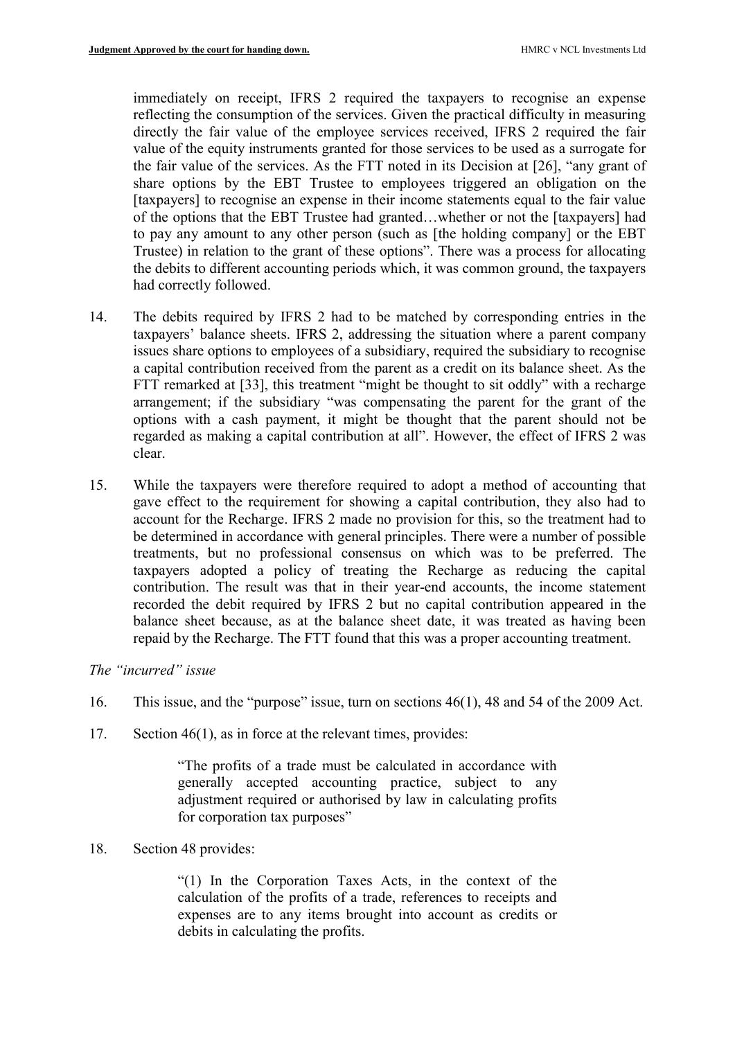immediately on receipt, IFRS 2 required the taxpayers to recognise an expense reflecting the consumption of the services. Given the practical difficulty in measuring directly the fair value of the employee services received, IFRS 2 required the fair value of the equity instruments granted for those services to be used as a surrogate for the fair value of the services. As the FTT noted in its Decision at [26], "any grant of share options by the EBT Trustee to employees triggered an obligation on the [taxpayers] to recognise an expense in their income statements equal to the fair value of the options that the EBT Trustee had granted…whether or not the [taxpayers] had to pay any amount to any other person (such as [the holding company] or the EBT Trustee) in relation to the grant of these options". There was a process for allocating the debits to different accounting periods which, it was common ground, the taxpayers had correctly followed.

14. The debits required by IFRS 2 had to be matched by corresponding entries in the taxpayers' balance sheets. IFRS 2, addressing the situation where a parent company issues share options to employees of a subsidiary, required the subsidiary to recognise a capital contribution received from the parent as a credit on its balance sheet. As the FTT remarked at [33], this treatment "might be thought to sit oddly" with a recharge arrangement; if the subsidiary "was compensating the parent for the grant of the options with a cash payment, it might be thought that the parent should not be regarded as making a capital contribution at all". However, the effect of IFRS 2 was clear.

15. While the taxpayers were therefore required to adopt a method of accounting that gave effect to the requirement for showing a capital contribution, they also had to account for the Recharge. IFRS 2 made no provision for this, so the treatment had to be determined in accordance with general principles. There were a number of possible treatments, but no professional consensus on which was to be preferred. The taxpayers adopted a policy of treating the Recharge as reducing the capital contribution. The result was that in their year-end accounts, the income statement recorded the debit required by IFRS 2 but no capital contribution appeared in the balance sheet because, as at the balance sheet date, it was treated as having been repaid by the Recharge. The FTT found that this was a proper accounting treatment.

*The "incurred" issue*

16. This issue, and the "purpose" issue, turn on sections 46(1), 48 and 54 of the 2009 Act.

17. Section 46(1), as in force at the relevant times, provides:

> "The profits of a trade must be calculated in accordance with generally accepted accounting practice, subject to any adjustment required or authorised by law in calculating profits for corporation tax purposes"

18. Section 48 provides:

> "(1) In the Corporation Taxes Acts, in the context of the calculation of the profits of a trade, references to receipts and expenses are to any items brought into account as credits or debits in calculating the profits.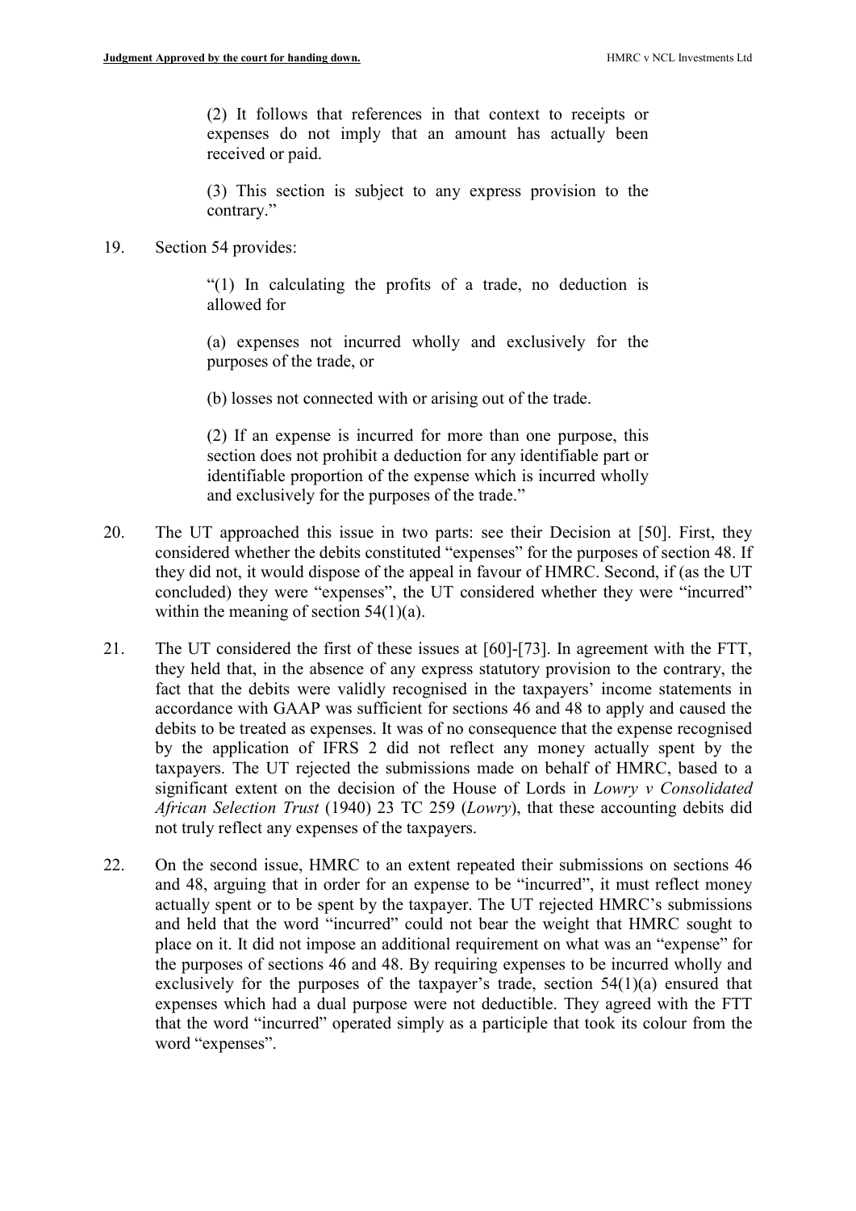> (2) It follows that references in that context to receipts or expenses do not imply that an amount has actually been received or paid.
>
> (3) This section is subject to any express provision to the contrary."

19. Section 54 provides:

> "(1) In calculating the profits of a trade, no deduction is allowed for
>
> (a) expenses not incurred wholly and exclusively for the purposes of the trade, or
>
> (b) losses not connected with or arising out of the trade.
>
> (2) If an expense is incurred for more than one purpose, this section does not prohibit a deduction for any identifiable part or identifiable proportion of the expense which is incurred wholly and exclusively for the purposes of the trade."

20. The UT approached this issue in two parts: see their Decision at [50]. First, they considered whether the debits constituted "expenses" for the purposes of section 48. If they did not, it would dispose of the appeal in favour of HMRC. Second, if (as the UT concluded) they were "expenses", the UT considered whether they were "incurred" within the meaning of section 54(1)(a).

21. The UT considered the first of these issues at [60]-[73]. In agreement with the FTT, they held that, in the absence of any express statutory provision to the contrary, the fact that the debits were validly recognised in the taxpayers' income statements in accordance with GAAP was sufficient for sections 46 and 48 to apply and caused the debits to be treated as expenses. It was of no consequence that the expense recognised by the application of IFRS 2 did not reflect any money actually spent by the taxpayers. The UT rejected the submissions made on behalf of HMRC, based to a significant extent on the decision of the House of Lords in *Lowry v Consolidated African Selection Trust* (1940) 23 TC 259 (*Lowry*), that these accounting debits did not truly reflect any expenses of the taxpayers.

22. On the second issue, HMRC to an extent repeated their submissions on sections 46 and 48, arguing that in order for an expense to be "incurred", it must reflect money actually spent or to be spent by the taxpayer. The UT rejected HMRC's submissions and held that the word "incurred" could not bear the weight that HMRC sought to place on it. It did not impose an additional requirement on what was an "expense" for the purposes of sections 46 and 48. By requiring expenses to be incurred wholly and exclusively for the purposes of the taxpayer's trade, section 54(1)(a) ensured that expenses which had a dual purpose were not deductible. They agreed with the FTT that the word "incurred" operated simply as a participle that took its colour from the word "expenses".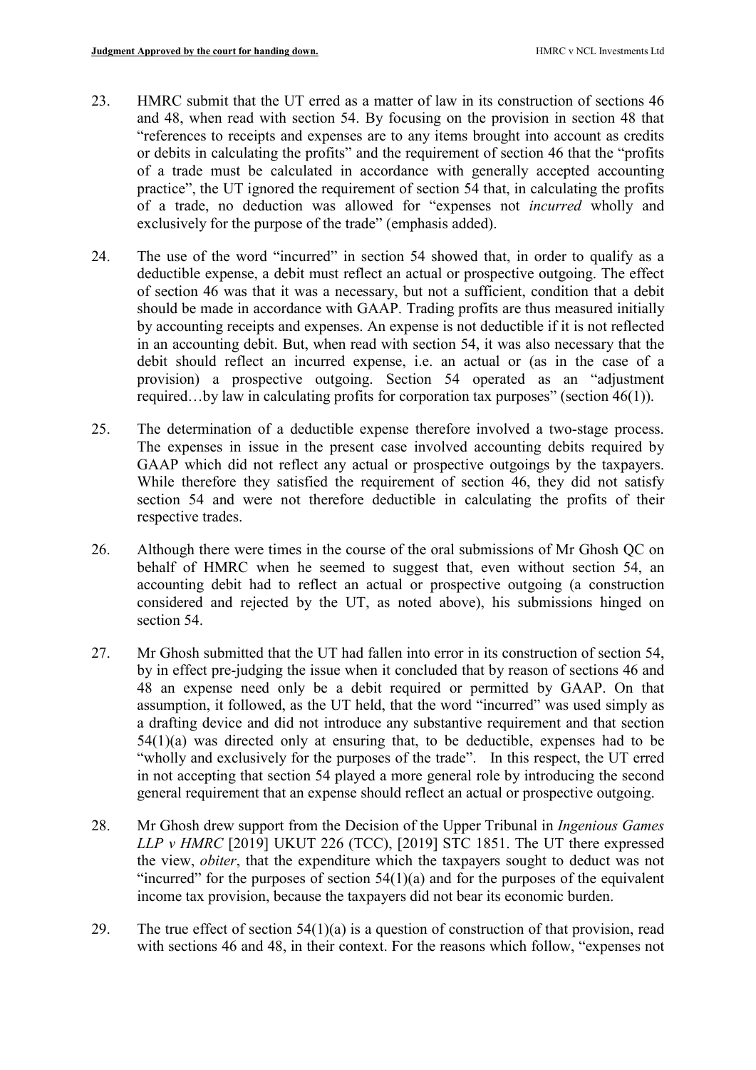23. HMRC submit that the UT erred as a matter of law in its construction of sections 46 and 48, when read with section 54. By focusing on the provision in section 48 that "references to receipts and expenses are to any items brought into account as credits or debits in calculating the profits" and the requirement of section 46 that the "profits of a trade must be calculated in accordance with generally accepted accounting practice", the UT ignored the requirement of section 54 that, in calculating the profits of a trade, no deduction was allowed for "expenses not *incurred* wholly and exclusively for the purpose of the trade" (emphasis added).

24. The use of the word "incurred" in section 54 showed that, in order to qualify as a deductible expense, a debit must reflect an actual or prospective outgoing. The effect of section 46 was that it was a necessary, but not a sufficient, condition that a debit should be made in accordance with GAAP. Trading profits are thus measured initially by accounting receipts and expenses. An expense is not deductible if it is not reflected in an accounting debit. But, when read with section 54, it was also necessary that the debit should reflect an incurred expense, i.e. an actual or (as in the case of a provision) a prospective outgoing. Section 54 operated as an "adjustment required…by law in calculating profits for corporation tax purposes" (section 46(1)).

25. The determination of a deductible expense therefore involved a two-stage process. The expenses in issue in the present case involved accounting debits required by GAAP which did not reflect any actual or prospective outgoings by the taxpayers. While therefore they satisfied the requirement of section 46, they did not satisfy section 54 and were not therefore deductible in calculating the profits of their respective trades.

26. Although there were times in the course of the oral submissions of Mr Ghosh QC on behalf of HMRC when he seemed to suggest that, even without section 54, an accounting debit had to reflect an actual or prospective outgoing (a construction considered and rejected by the UT, as noted above), his submissions hinged on section 54.

27. Mr Ghosh submitted that the UT had fallen into error in its construction of section 54, by in effect pre-judging the issue when it concluded that by reason of sections 46 and 48 an expense need only be a debit required or permitted by GAAP. On that assumption, it followed, as the UT held, that the word "incurred" was used simply as a drafting device and did not introduce any substantive requirement and that section 54(1)(a) was directed only at ensuring that, to be deductible, expenses had to be "wholly and exclusively for the purposes of the trade". In this respect, the UT erred in not accepting that section 54 played a more general role by introducing the second general requirement that an expense should reflect an actual or prospective outgoing.

28. Mr Ghosh drew support from the Decision of the Upper Tribunal in *Ingenious Games LLP v HMRC* [2019] UKUT 226 (TCC), [2019] STC 1851. The UT there expressed the view, *obiter*, that the expenditure which the taxpayers sought to deduct was not "incurred" for the purposes of section 54(1)(a) and for the purposes of the equivalent income tax provision, because the taxpayers did not bear its economic burden.

29. The true effect of section 54(1)(a) is a question of construction of that provision, read with sections 46 and 48, in their context. For the reasons which follow, "expenses not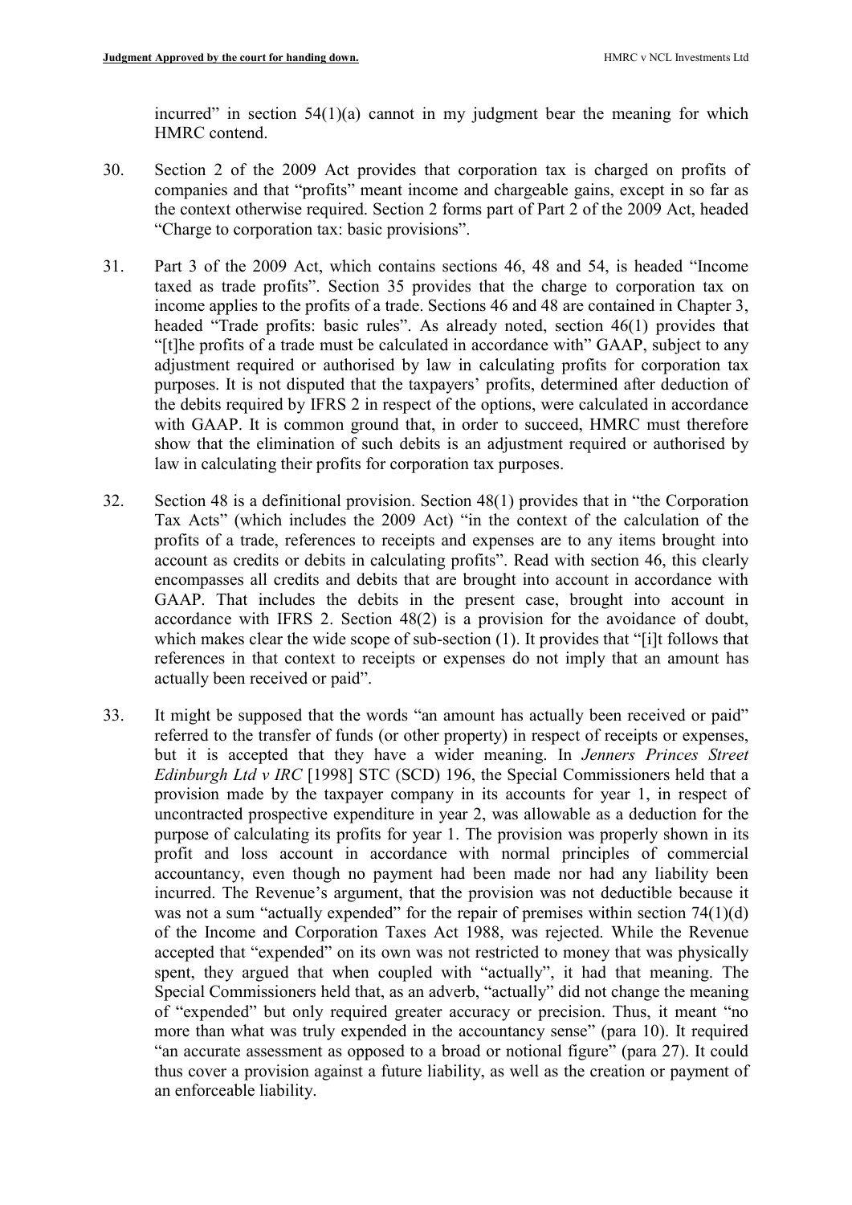incurred" in section 54(1)(a) cannot in my judgment bear the meaning for which HMRC contend.

30. Section 2 of the 2009 Act provides that corporation tax is charged on profits of companies and that "profits" meant income and chargeable gains, except in so far as the context otherwise required. Section 2 forms part of Part 2 of the 2009 Act, headed "Charge to corporation tax: basic provisions".

31. Part 3 of the 2009 Act, which contains sections 46, 48 and 54, is headed "Income taxed as trade profits". Section 35 provides that the charge to corporation tax on income applies to the profits of a trade. Sections 46 and 48 are contained in Chapter 3, headed "Trade profits: basic rules". As already noted, section 46(1) provides that "[t]he profits of a trade must be calculated in accordance with" GAAP, subject to any adjustment required or authorised by law in calculating profits for corporation tax purposes. It is not disputed that the taxpayers' profits, determined after deduction of the debits required by IFRS 2 in respect of the options, were calculated in accordance with GAAP. It is common ground that, in order to succeed, HMRC must therefore show that the elimination of such debits is an adjustment required or authorised by law in calculating their profits for corporation tax purposes.

32. Section 48 is a definitional provision. Section 48(1) provides that in "the Corporation Tax Acts" (which includes the 2009 Act) "in the context of the calculation of the profits of a trade, references to receipts and expenses are to any items brought into account as credits or debits in calculating profits". Read with section 46, this clearly encompasses all credits and debits that are brought into account in accordance with GAAP. That includes the debits in the present case, brought into account in accordance with IFRS 2. Section 48(2) is a provision for the avoidance of doubt, which makes clear the wide scope of sub-section (1). It provides that "[i]t follows that references in that context to receipts or expenses do not imply that an amount has actually been received or paid".

33. It might be supposed that the words "an amount has actually been received or paid" referred to the transfer of funds (or other property) in respect of receipts or expenses, but it is accepted that they have a wider meaning. In *Jenners Princes Street Edinburgh Ltd v IRC* [1998] STC (SCD) 196, the Special Commissioners held that a provision made by the taxpayer company in its accounts for year 1, in respect of uncontracted prospective expenditure in year 2, was allowable as a deduction for the purpose of calculating its profits for year 1. The provision was properly shown in its profit and loss account in accordance with normal principles of commercial accountancy, even though no payment had been made nor had any liability been incurred. The Revenue's argument, that the provision was not deductible because it was not a sum "actually expended" for the repair of premises within section 74(1)(d) of the Income and Corporation Taxes Act 1988, was rejected. While the Revenue accepted that "expended" on its own was not restricted to money that was physically spent, they argued that when coupled with "actually", it had that meaning. The Special Commissioners held that, as an adverb, "actually" did not change the meaning of "expended" but only required greater accuracy or precision. Thus, it meant "no more than what was truly expended in the accountancy sense" (para 10). It required "an accurate assessment as opposed to a broad or notional figure" (para 27). It could thus cover a provision against a future liability, as well as the creation or payment of an enforceable liability.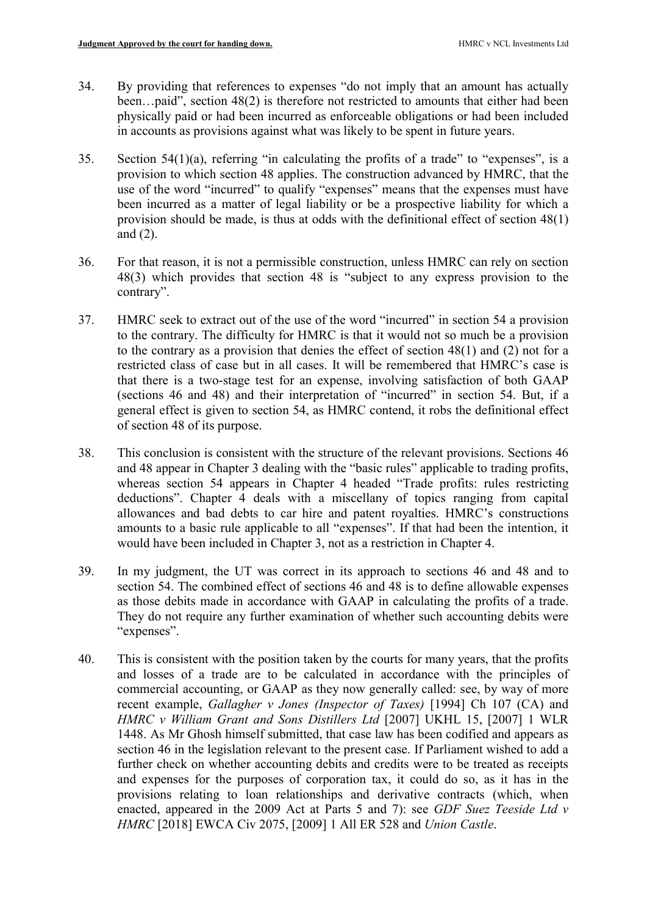34. By providing that references to expenses "do not imply that an amount has actually been…paid", section 48(2) is therefore not restricted to amounts that either had been physically paid or had been incurred as enforceable obligations or had been included in accounts as provisions against what was likely to be spent in future years.

35. Section 54(1)(a), referring "in calculating the profits of a trade" to "expenses", is a provision to which section 48 applies. The construction advanced by HMRC, that the use of the word "incurred" to qualify "expenses" means that the expenses must have been incurred as a matter of legal liability or be a prospective liability for which a provision should be made, is thus at odds with the definitional effect of section 48(1) and (2).

36. For that reason, it is not a permissible construction, unless HMRC can rely on section 48(3) which provides that section 48 is "subject to any express provision to the contrary".

37. HMRC seek to extract out of the use of the word "incurred" in section 54 a provision to the contrary. The difficulty for HMRC is that it would not so much be a provision to the contrary as a provision that denies the effect of section 48(1) and (2) not for a restricted class of case but in all cases. It will be remembered that HMRC's case is that there is a two-stage test for an expense, involving satisfaction of both GAAP (sections 46 and 48) and their interpretation of "incurred" in section 54. But, if a general effect is given to section 54, as HMRC contend, it robs the definitional effect of section 48 of its purpose.

38. This conclusion is consistent with the structure of the relevant provisions. Sections 46 and 48 appear in Chapter 3 dealing with the "basic rules" applicable to trading profits, whereas section 54 appears in Chapter 4 headed "Trade profits: rules restricting deductions". Chapter 4 deals with a miscellany of topics ranging from capital allowances and bad debts to car hire and patent royalties. HMRC's constructions amounts to a basic rule applicable to all "expenses". If that had been the intention, it would have been included in Chapter 3, not as a restriction in Chapter 4.

39. In my judgment, the UT was correct in its approach to sections 46 and 48 and to section 54. The combined effect of sections 46 and 48 is to define allowable expenses as those debits made in accordance with GAAP in calculating the profits of a trade. They do not require any further examination of whether such accounting debits were "expenses".

40. This is consistent with the position taken by the courts for many years, that the profits and losses of a trade are to be calculated in accordance with the principles of commercial accounting, or GAAP as they now generally called: see, by way of more recent example, *Gallagher v Jones (Inspector of Taxes)* [1994] Ch 107 (CA) and *HMRC v William Grant and Sons Distillers Ltd* [2007] UKHL 15, [2007] 1 WLR 1448. As Mr Ghosh himself submitted, that case law has been codified and appears as section 46 in the legislation relevant to the present case. If Parliament wished to add a further check on whether accounting debits and credits were to be treated as receipts and expenses for the purposes of corporation tax, it could do so, as it has in the provisions relating to loan relationships and derivative contracts (which, when enacted, appeared in the 2009 Act at Parts 5 and 7): see *GDF Suez Teeside Ltd v HMRC* [2018] EWCA Civ 2075, [2009] 1 All ER 528 and *Union Castle*.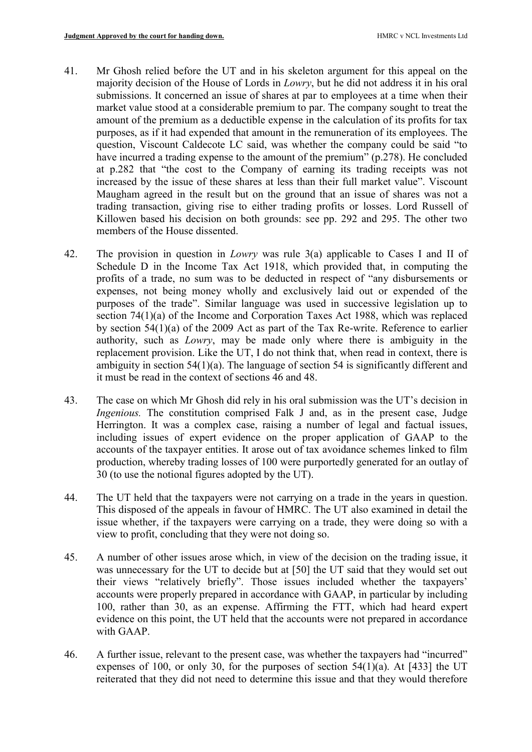41. Mr Ghosh relied before the UT and in his skeleton argument for this appeal on the majority decision of the House of Lords in *Lowry*, but he did not address it in his oral submissions. It concerned an issue of shares at par to employees at a time when their market value stood at a considerable premium to par. The company sought to treat the amount of the premium as a deductible expense in the calculation of its profits for tax purposes, as if it had expended that amount in the remuneration of its employees. The question, Viscount Caldecote LC said, was whether the company could be said "to have incurred a trading expense to the amount of the premium" (p.278). He concluded at p.282 that "the cost to the Company of earning its trading receipts was not increased by the issue of these shares at less than their full market value". Viscount Maugham agreed in the result but on the ground that an issue of shares was not a trading transaction, giving rise to either trading profits or losses. Lord Russell of Killowen based his decision on both grounds: see pp. 292 and 295. The other two members of the House dissented.

42. The provision in question in *Lowry* was rule 3(a) applicable to Cases I and II of Schedule D in the Income Tax Act 1918, which provided that, in computing the profits of a trade, no sum was to be deducted in respect of "any disbursements or expenses, not being money wholly and exclusively laid out or expended of the purposes of the trade". Similar language was used in successive legislation up to section 74(1)(a) of the Income and Corporation Taxes Act 1988, which was replaced by section 54(1)(a) of the 2009 Act as part of the Tax Re-write. Reference to earlier authority, such as *Lowry*, may be made only where there is ambiguity in the replacement provision. Like the UT, I do not think that, when read in context, there is ambiguity in section 54(1)(a). The language of section 54 is significantly different and it must be read in the context of sections 46 and 48.

43. The case on which Mr Ghosh did rely in his oral submission was the UT's decision in *Ingenious.* The constitution comprised Falk J and, as in the present case, Judge Herrington. It was a complex case, raising a number of legal and factual issues, including issues of expert evidence on the proper application of GAAP to the accounts of the taxpayer entities. It arose out of tax avoidance schemes linked to film production, whereby trading losses of 100 were purportedly generated for an outlay of 30 (to use the notional figures adopted by the UT).

44. The UT held that the taxpayers were not carrying on a trade in the years in question. This disposed of the appeals in favour of HMRC. The UT also examined in detail the issue whether, if the taxpayers were carrying on a trade, they were doing so with a view to profit, concluding that they were not doing so.

45. A number of other issues arose which, in view of the decision on the trading issue, it was unnecessary for the UT to decide but at [50] the UT said that they would set out their views "relatively briefly". Those issues included whether the taxpayers' accounts were properly prepared in accordance with GAAP, in particular by including 100, rather than 30, as an expense. Affirming the FTT, which had heard expert evidence on this point, the UT held that the accounts were not prepared in accordance with GAAP.

46. A further issue, relevant to the present case, was whether the taxpayers had "incurred" expenses of 100, or only 30, for the purposes of section 54(1)(a). At [433] the UT reiterated that they did not need to determine this issue and that they would therefore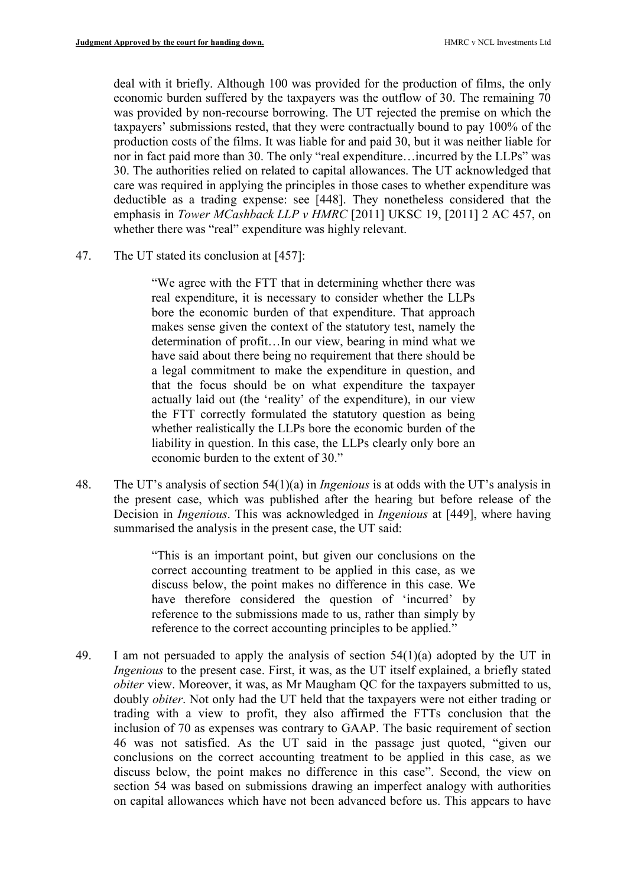deal with it briefly. Although 100 was provided for the production of films, the only economic burden suffered by the taxpayers was the outflow of 30. The remaining 70 was provided by non-recourse borrowing. The UT rejected the premise on which the taxpayers' submissions rested, that they were contractually bound to pay 100% of the production costs of the films. It was liable for and paid 30, but it was neither liable for nor in fact paid more than 30. The only "real expenditure…incurred by the LLPs" was 30. The authorities relied on related to capital allowances. The UT acknowledged that care was required in applying the principles in those cases to whether expenditure was deductible as a trading expense: see [448]. They nonetheless considered that the emphasis in *Tower MCashback LLP v HMRC* [2011] UKSC 19, [2011] 2 AC 457, on whether there was "real" expenditure was highly relevant.

47. The UT stated its conclusion at [457]:

> "We agree with the FTT that in determining whether there was real expenditure, it is necessary to consider whether the LLPs bore the economic burden of that expenditure. That approach makes sense given the context of the statutory test, namely the determination of profit…In our view, bearing in mind what we have said about there being no requirement that there should be a legal commitment to make the expenditure in question, and that the focus should be on what expenditure the taxpayer actually laid out (the 'reality' of the expenditure), in our view the FTT correctly formulated the statutory question as being whether realistically the LLPs bore the economic burden of the liability in question. In this case, the LLPs clearly only bore an economic burden to the extent of 30."

48. The UT's analysis of section 54(1)(a) in *Ingenious* is at odds with the UT's analysis in the present case, which was published after the hearing but before release of the Decision in *Ingenious*. This was acknowledged in *Ingenious* at [449], where having summarised the analysis in the present case, the UT said:

> "This is an important point, but given our conclusions on the correct accounting treatment to be applied in this case, as we discuss below, the point makes no difference in this case. We have therefore considered the question of 'incurred' by reference to the submissions made to us, rather than simply by reference to the correct accounting principles to be applied."

49. I am not persuaded to apply the analysis of section 54(1)(a) adopted by the UT in *Ingenious* to the present case. First, it was, as the UT itself explained, a briefly stated *obiter* view. Moreover, it was, as Mr Maugham QC for the taxpayers submitted to us, doubly *obiter*. Not only had the UT held that the taxpayers were not either trading or trading with a view to profit, they also affirmed the FTTs conclusion that the inclusion of 70 as expenses was contrary to GAAP. The basic requirement of section 46 was not satisfied. As the UT said in the passage just quoted, "given our conclusions on the correct accounting treatment to be applied in this case, as we discuss below, the point makes no difference in this case". Second, the view on section 54 was based on submissions drawing an imperfect analogy with authorities on capital allowances which have not been advanced before us. This appears to have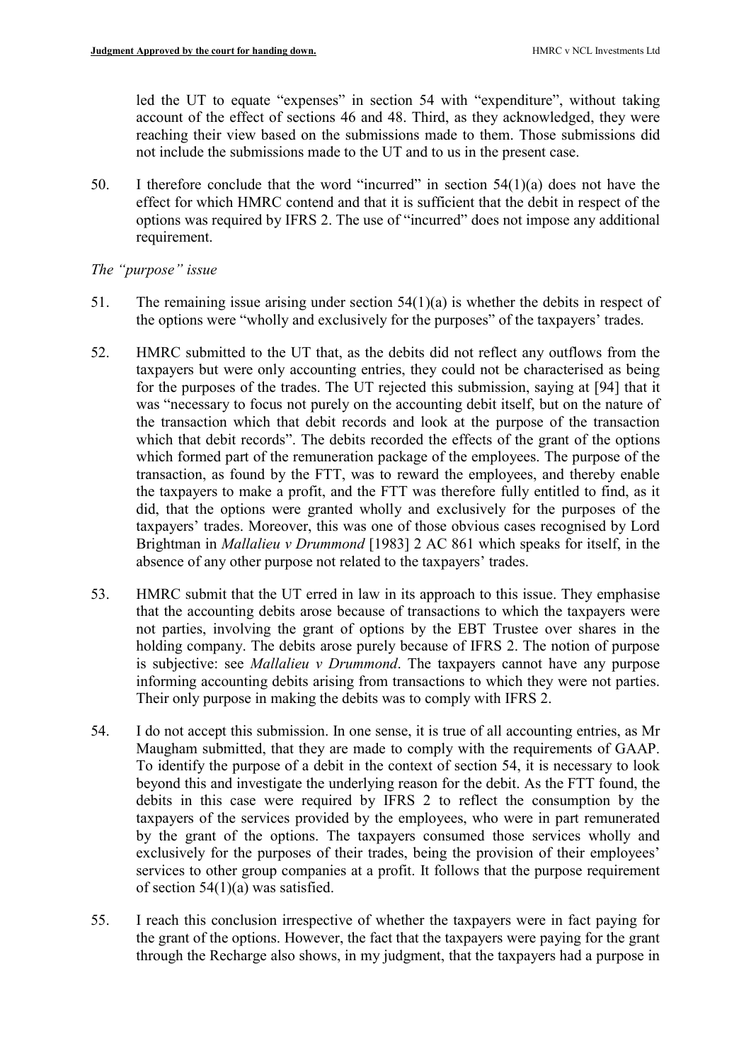led the UT to equate "expenses" in section 54 with "expenditure", without taking account of the effect of sections 46 and 48. Third, as they acknowledged, they were reaching their view based on the submissions made to them. Those submissions did not include the submissions made to the UT and to us in the present case.

50. I therefore conclude that the word "incurred" in section 54(1)(a) does not have the effect for which HMRC contend and that it is sufficient that the debit in respect of the options was required by IFRS 2. The use of "incurred" does not impose any additional requirement.

*The "purpose" issue*

51. The remaining issue arising under section 54(1)(a) is whether the debits in respect of the options were "wholly and exclusively for the purposes" of the taxpayers' trades.

52. HMRC submitted to the UT that, as the debits did not reflect any outflows from the taxpayers but were only accounting entries, they could not be characterised as being for the purposes of the trades. The UT rejected this submission, saying at [94] that it was "necessary to focus not purely on the accounting debit itself, but on the nature of the transaction which that debit records and look at the purpose of the transaction which that debit records". The debits recorded the effects of the grant of the options which formed part of the remuneration package of the employees. The purpose of the transaction, as found by the FTT, was to reward the employees, and thereby enable the taxpayers to make a profit, and the FTT was therefore fully entitled to find, as it did, that the options were granted wholly and exclusively for the purposes of the taxpayers' trades. Moreover, this was one of those obvious cases recognised by Lord Brightman in *Mallalieu v Drummond* [1983] 2 AC 861 which speaks for itself, in the absence of any other purpose not related to the taxpayers' trades.

53. HMRC submit that the UT erred in law in its approach to this issue. They emphasise that the accounting debits arose because of transactions to which the taxpayers were not parties, involving the grant of options by the EBT Trustee over shares in the holding company. The debits arose purely because of IFRS 2. The notion of purpose is subjective: see *Mallalieu v Drummond*. The taxpayers cannot have any purpose informing accounting debits arising from transactions to which they were not parties. Their only purpose in making the debits was to comply with IFRS 2.

54. I do not accept this submission. In one sense, it is true of all accounting entries, as Mr Maugham submitted, that they are made to comply with the requirements of GAAP. To identify the purpose of a debit in the context of section 54, it is necessary to look beyond this and investigate the underlying reason for the debit. As the FTT found, the debits in this case were required by IFRS 2 to reflect the consumption by the taxpayers of the services provided by the employees, who were in part remunerated by the grant of the options. The taxpayers consumed those services wholly and exclusively for the purposes of their trades, being the provision of their employees' services to other group companies at a profit. It follows that the purpose requirement of section 54(1)(a) was satisfied.

55. I reach this conclusion irrespective of whether the taxpayers were in fact paying for the grant of the options. However, the fact that the taxpayers were paying for the grant through the Recharge also shows, in my judgment, that the taxpayers had a purpose in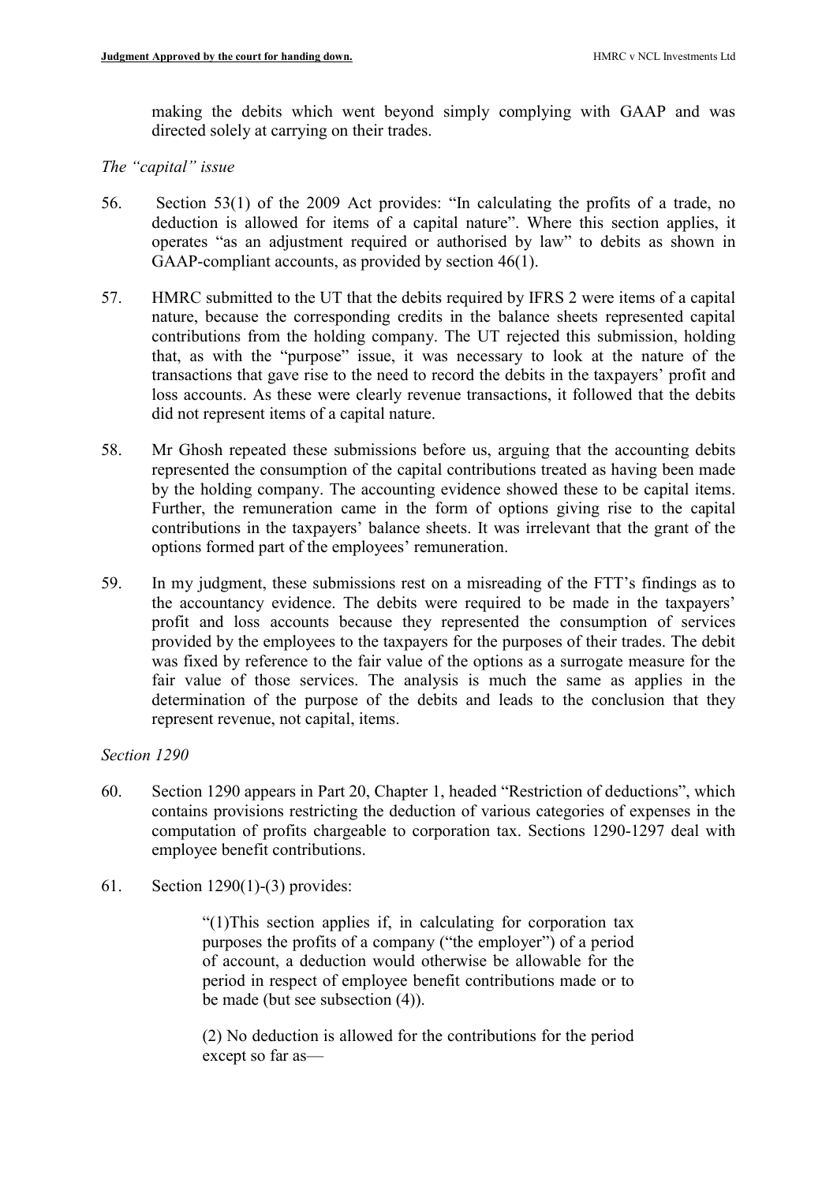making the debits which went beyond simply complying with GAAP and was directed solely at carrying on their trades.

*The "capital" issue*

56. Section 53(1) of the 2009 Act provides: "In calculating the profits of a trade, no deduction is allowed for items of a capital nature". Where this section applies, it operates "as an adjustment required or authorised by law" to debits as shown in GAAP-compliant accounts, as provided by section 46(1).

57. HMRC submitted to the UT that the debits required by IFRS 2 were items of a capital nature, because the corresponding credits in the balance sheets represented capital contributions from the holding company. The UT rejected this submission, holding that, as with the "purpose" issue, it was necessary to look at the nature of the transactions that gave rise to the need to record the debits in the taxpayers' profit and loss accounts. As these were clearly revenue transactions, it followed that the debits did not represent items of a capital nature.

58. Mr Ghosh repeated these submissions before us, arguing that the accounting debits represented the consumption of the capital contributions treated as having been made by the holding company. The accounting evidence showed these to be capital items. Further, the remuneration came in the form of options giving rise to the capital contributions in the taxpayers' balance sheets. It was irrelevant that the grant of the options formed part of the employees' remuneration.

59. In my judgment, these submissions rest on a misreading of the FTT's findings as to the accountancy evidence. The debits were required to be made in the taxpayers' profit and loss accounts because they represented the consumption of services provided by the employees to the taxpayers for the purposes of their trades. The debit was fixed by reference to the fair value of the options as a surrogate measure for the fair value of those services. The analysis is much the same as applies in the determination of the purpose of the debits and leads to the conclusion that they represent revenue, not capital, items.

*Section 1290*

60. Section 1290 appears in Part 20, Chapter 1, headed "Restriction of deductions", which contains provisions restricting the deduction of various categories of expenses in the computation of profits chargeable to corporation tax. Sections 1290-1297 deal with employee benefit contributions.

61. Section 1290(1)-(3) provides:

> "(1)This section applies if, in calculating for corporation tax purposes the profits of a company ("the employer") of a period of account, a deduction would otherwise be allowable for the period in respect of employee benefit contributions made or to be made (but see subsection (4)).
>
> (2) No deduction is allowed for the contributions for the period except so far as—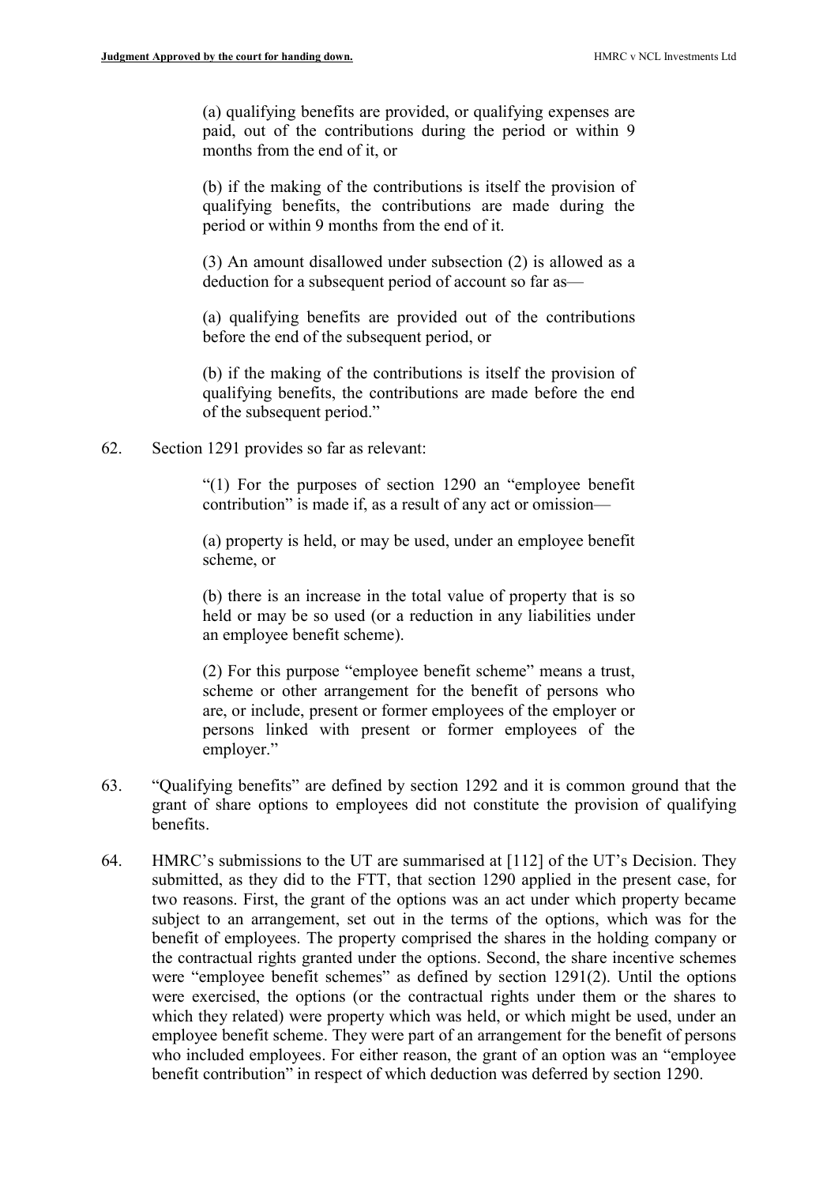> (a) qualifying benefits are provided, or qualifying expenses are paid, out of the contributions during the period or within 9 months from the end of it, or
>
> (b) if the making of the contributions is itself the provision of qualifying benefits, the contributions are made during the period or within 9 months from the end of it.
>
> (3) An amount disallowed under subsection (2) is allowed as a deduction for a subsequent period of account so far as—
>
> (a) qualifying benefits are provided out of the contributions before the end of the subsequent period, or
>
> (b) if the making of the contributions is itself the provision of qualifying benefits, the contributions are made before the end of the subsequent period."

62. Section 1291 provides so far as relevant:

> "(1) For the purposes of section 1290 an "employee benefit contribution" is made if, as a result of any act or omission—
>
> (a) property is held, or may be used, under an employee benefit scheme, or
>
> (b) there is an increase in the total value of property that is so held or may be so used (or a reduction in any liabilities under an employee benefit scheme).
>
> (2) For this purpose "employee benefit scheme" means a trust, scheme or other arrangement for the benefit of persons who are, or include, present or former employees of the employer or persons linked with present or former employees of the employer."

63. "Qualifying benefits" are defined by section 1292 and it is common ground that the grant of share options to employees did not constitute the provision of qualifying benefits.

64. HMRC's submissions to the UT are summarised at [112] of the UT's Decision. They submitted, as they did to the FTT, that section 1290 applied in the present case, for two reasons. First, the grant of the options was an act under which property became subject to an arrangement, set out in the terms of the options, which was for the benefit of employees. The property comprised the shares in the holding company or the contractual rights granted under the options. Second, the share incentive schemes were "employee benefit schemes" as defined by section 1291(2). Until the options were exercised, the options (or the contractual rights under them or the shares to which they related) were property which was held, or which might be used, under an employee benefit scheme. They were part of an arrangement for the benefit of persons who included employees. For either reason, the grant of an option was an "employee benefit contribution" in respect of which deduction was deferred by section 1290.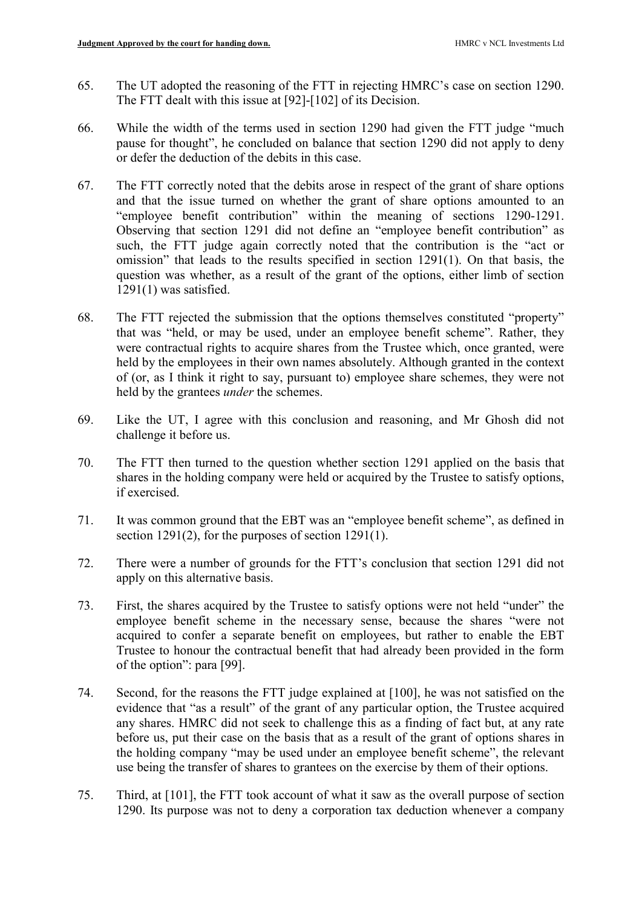65. The UT adopted the reasoning of the FTT in rejecting HMRC's case on section 1290. The FTT dealt with this issue at [92]-[102] of its Decision.

66. While the width of the terms used in section 1290 had given the FTT judge "much pause for thought", he concluded on balance that section 1290 did not apply to deny or defer the deduction of the debits in this case.

67. The FTT correctly noted that the debits arose in respect of the grant of share options and that the issue turned on whether the grant of share options amounted to an "employee benefit contribution" within the meaning of sections 1290-1291. Observing that section 1291 did not define an "employee benefit contribution" as such, the FTT judge again correctly noted that the contribution is the "act or omission" that leads to the results specified in section 1291(1). On that basis, the question was whether, as a result of the grant of the options, either limb of section 1291(1) was satisfied.

68. The FTT rejected the submission that the options themselves constituted "property" that was "held, or may be used, under an employee benefit scheme". Rather, they were contractual rights to acquire shares from the Trustee which, once granted, were held by the employees in their own names absolutely. Although granted in the context of (or, as I think it right to say, pursuant to) employee share schemes, they were not held by the grantees *under* the schemes.

69. Like the UT, I agree with this conclusion and reasoning, and Mr Ghosh did not challenge it before us.

70. The FTT then turned to the question whether section 1291 applied on the basis that shares in the holding company were held or acquired by the Trustee to satisfy options, if exercised.

71. It was common ground that the EBT was an "employee benefit scheme", as defined in section 1291(2), for the purposes of section 1291(1).

72. There were a number of grounds for the FTT's conclusion that section 1291 did not apply on this alternative basis.

73. First, the shares acquired by the Trustee to satisfy options were not held "under" the employee benefit scheme in the necessary sense, because the shares "were not acquired to confer a separate benefit on employees, but rather to enable the EBT Trustee to honour the contractual benefit that had already been provided in the form of the option": para [99].

74. Second, for the reasons the FTT judge explained at [100], he was not satisfied on the evidence that "as a result" of the grant of any particular option, the Trustee acquired any shares. HMRC did not seek to challenge this as a finding of fact but, at any rate before us, put their case on the basis that as a result of the grant of options shares in the holding company "may be used under an employee benefit scheme", the relevant use being the transfer of shares to grantees on the exercise by them of their options.

75. Third, at [101], the FTT took account of what it saw as the overall purpose of section 1290. Its purpose was not to deny a corporation tax deduction whenever a company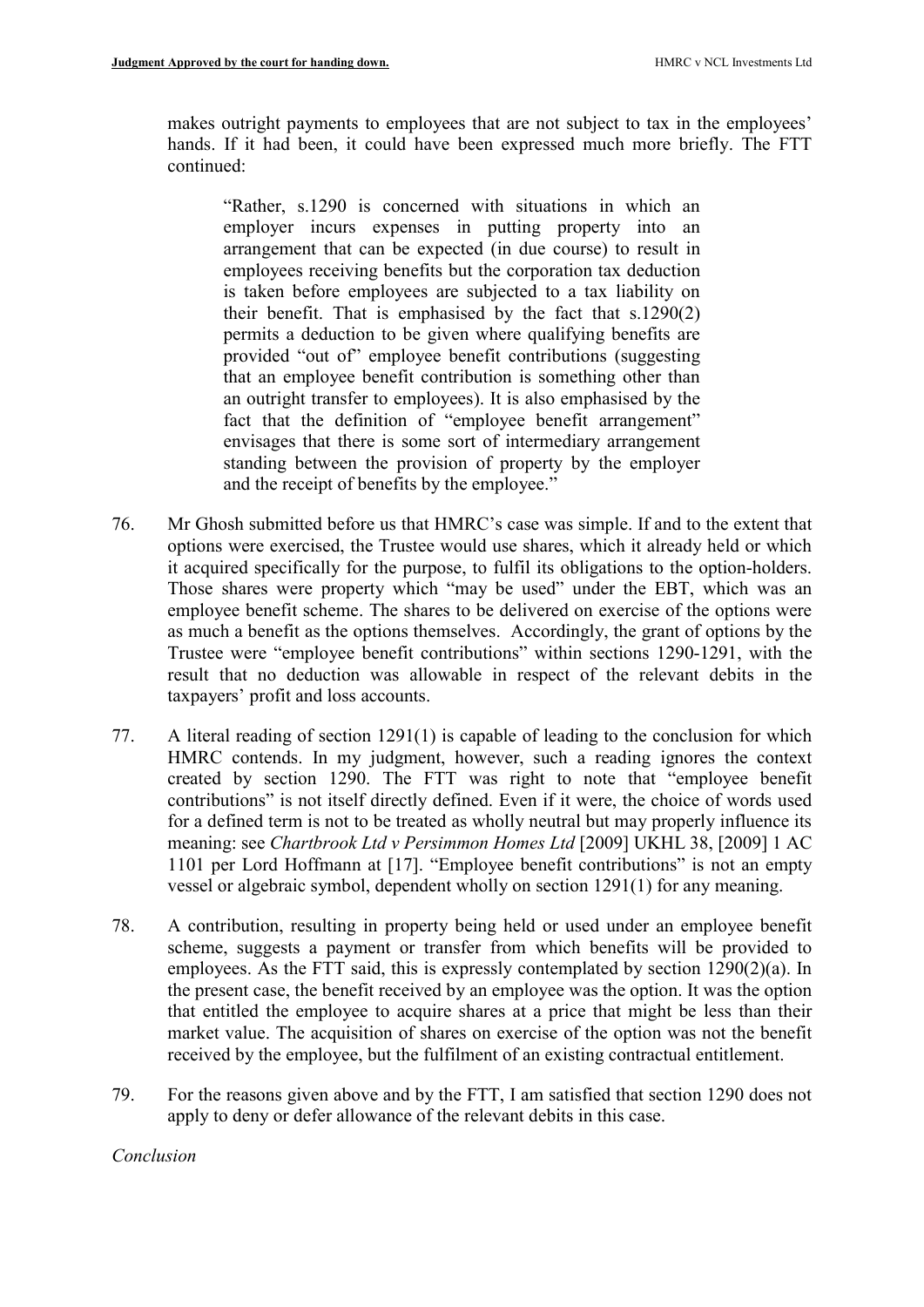makes outright payments to employees that are not subject to tax in the employees' hands. If it had been, it could have been expressed much more briefly. The FTT continued:

> "Rather, s.1290 is concerned with situations in which an employer incurs expenses in putting property into an arrangement that can be expected (in due course) to result in employees receiving benefits but the corporation tax deduction is taken before employees are subjected to a tax liability on their benefit. That is emphasised by the fact that s.1290(2) permits a deduction to be given where qualifying benefits are provided "out of" employee benefit contributions (suggesting that an employee benefit contribution is something other than an outright transfer to employees). It is also emphasised by the fact that the definition of "employee benefit arrangement" envisages that there is some sort of intermediary arrangement standing between the provision of property by the employer and the receipt of benefits by the employee."

76. Mr Ghosh submitted before us that HMRC's case was simple. If and to the extent that options were exercised, the Trustee would use shares, which it already held or which it acquired specifically for the purpose, to fulfil its obligations to the option-holders. Those shares were property which "may be used" under the EBT, which was an employee benefit scheme. The shares to be delivered on exercise of the options were as much a benefit as the options themselves. Accordingly, the grant of options by the Trustee were "employee benefit contributions" within sections 1290-1291, with the result that no deduction was allowable in respect of the relevant debits in the taxpayers' profit and loss accounts.

77. A literal reading of section 1291(1) is capable of leading to the conclusion for which HMRC contends. In my judgment, however, such a reading ignores the context created by section 1290. The FTT was right to note that "employee benefit contributions" is not itself directly defined. Even if it were, the choice of words used for a defined term is not to be treated as wholly neutral but may properly influence its meaning: see *Chartbrook Ltd v Persimmon Homes Ltd* [2009] UKHL 38, [2009] 1 AC 1101 per Lord Hoffmann at [17]. "Employee benefit contributions" is not an empty vessel or algebraic symbol, dependent wholly on section 1291(1) for any meaning.

78. A contribution, resulting in property being held or used under an employee benefit scheme, suggests a payment or transfer from which benefits will be provided to employees. As the FTT said, this is expressly contemplated by section 1290(2)(a). In the present case, the benefit received by an employee was the option. It was the option that entitled the employee to acquire shares at a price that might be less than their market value. The acquisition of shares on exercise of the option was not the benefit received by the employee, but the fulfilment of an existing contractual entitlement.

79. For the reasons given above and by the FTT, I am satisfied that section 1290 does not apply to deny or defer allowance of the relevant debits in this case.

*Conclusion*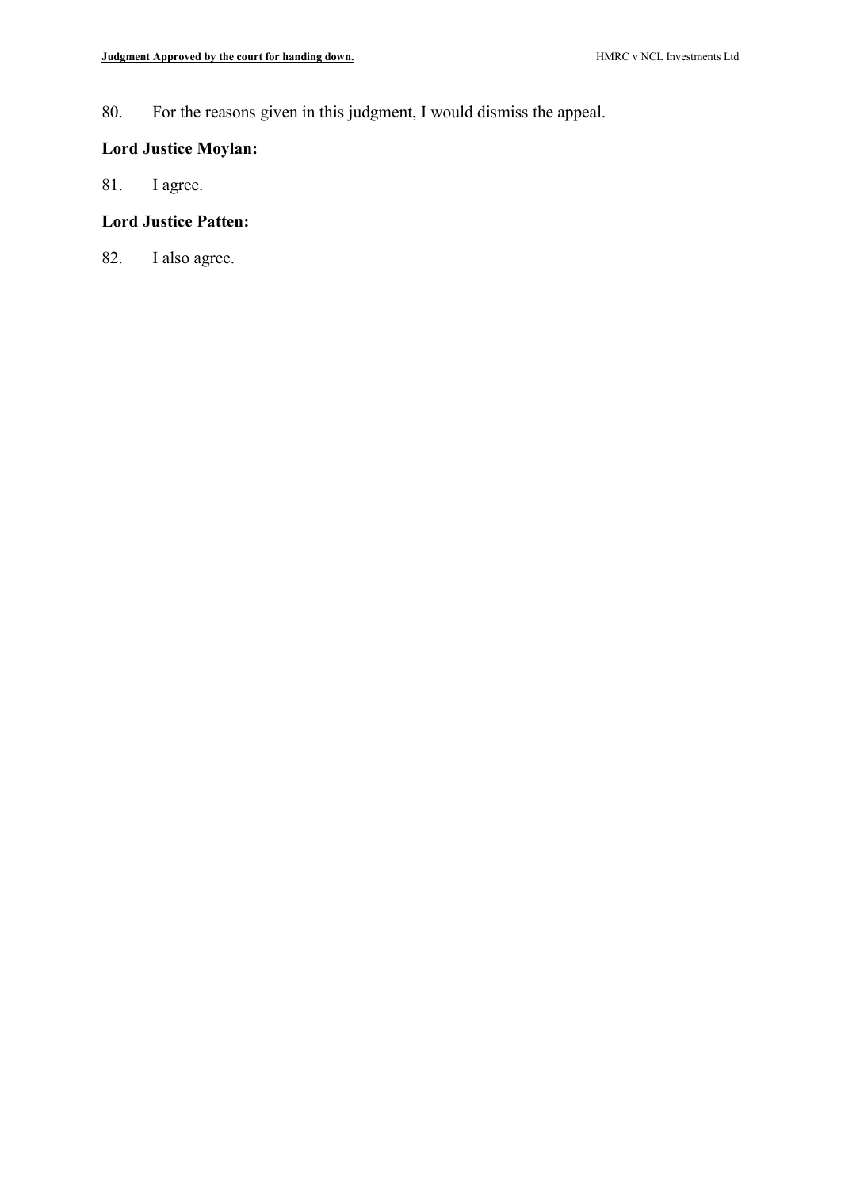80. For the reasons given in this judgment, I would dismiss the appeal.

**Lord Justice Moylan:**

81. I agree.

**Lord Justice Patten:**

82. I also agree.